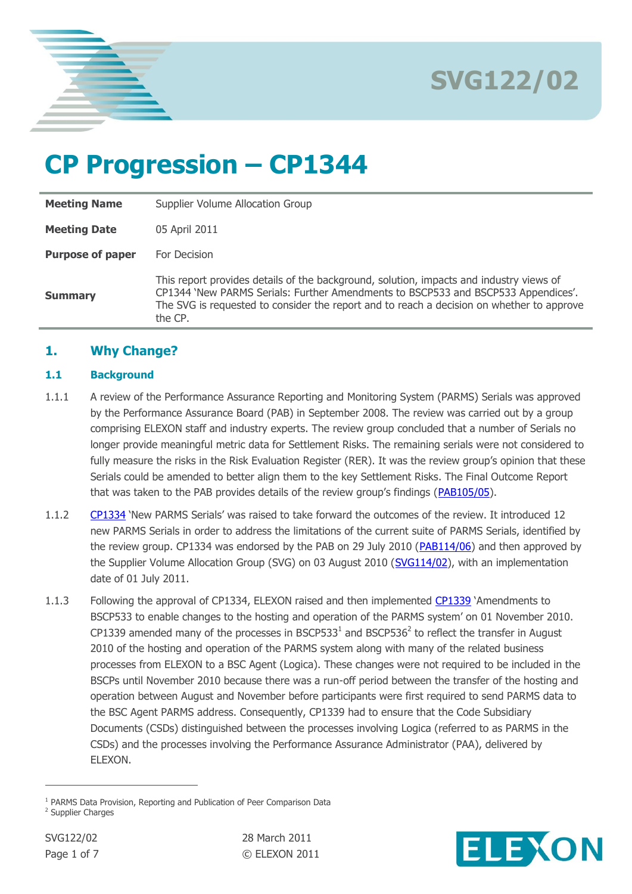SVG122/02

# CP Progression – CP1344

| | |
|---|---|
| **Meeting Name** | Supplier Volume Allocation Group |
| **Meeting Date** | 05 April 2011 |
| **Purpose of paper** | For Decision |
| **Summary** | This report provides details of the background, solution, impacts and industry views of CP1344 'New PARMS Serials: Further Amendments to BSCP533 and BSCP533 Appendices'. The SVG is requested to consider the report and to reach a decision on whether to approve the CP. |

## 1. Why Change?

### 1.1 Background

1.1.1 A review of the Performance Assurance Reporting and Monitoring System (PARMS) Serials was approved by the Performance Assurance Board (PAB) in September 2008. The review was carried out by a group comprising ELEXON staff and industry experts. The review group concluded that a number of Serials no longer provide meaningful metric data for Settlement Risks. The remaining serials were not considered to fully measure the risks in the Risk Evaluation Register (RER). It was the review group's opinion that these Serials could be amended to better align them to the key Settlement Risks. The Final Outcome Report that was taken to the PAB provides details of the review group's findings (PAB105/05).

1.1.2 CP1334 'New PARMS Serials' was raised to take forward the outcomes of the review. It introduced 12 new PARMS Serials in order to address the limitations of the current suite of PARMS Serials, identified by the review group. CP1334 was endorsed by the PAB on 29 July 2010 (PAB114/06) and then approved by the Supplier Volume Allocation Group (SVG) on 03 August 2010 (SVG114/02), with an implementation date of 01 July 2011.

1.1.3 Following the approval of CP1334, ELEXON raised and then implemented CP1339 'Amendments to BSCP533 to enable changes to the hosting and operation of the PARMS system' on 01 November 2010. CP1339 amended many of the processes in BSCP533[1] and BSCP536[2] to reflect the transfer in August 2010 of the hosting and operation of the PARMS system along with many of the related business processes from ELEXON to a BSC Agent (Logica). These changes were not required to be included in the BSCPs until November 2010 because there was a run-off period between the transfer of the hosting and operation between August and November before participants were first required to send PARMS data to the BSC Agent PARMS address. Consequently, CP1339 had to ensure that the Code Subsidiary Documents (CSDs) distinguished between the processes involving Logica (referred to as PARMS in the CSDs) and the processes involving the Performance Assurance Administrator (PAA), delivered by ELEXON.

[1] PARMS Data Provision, Reporting and Publication of Peer Comparison Data

[2] Supplier Charges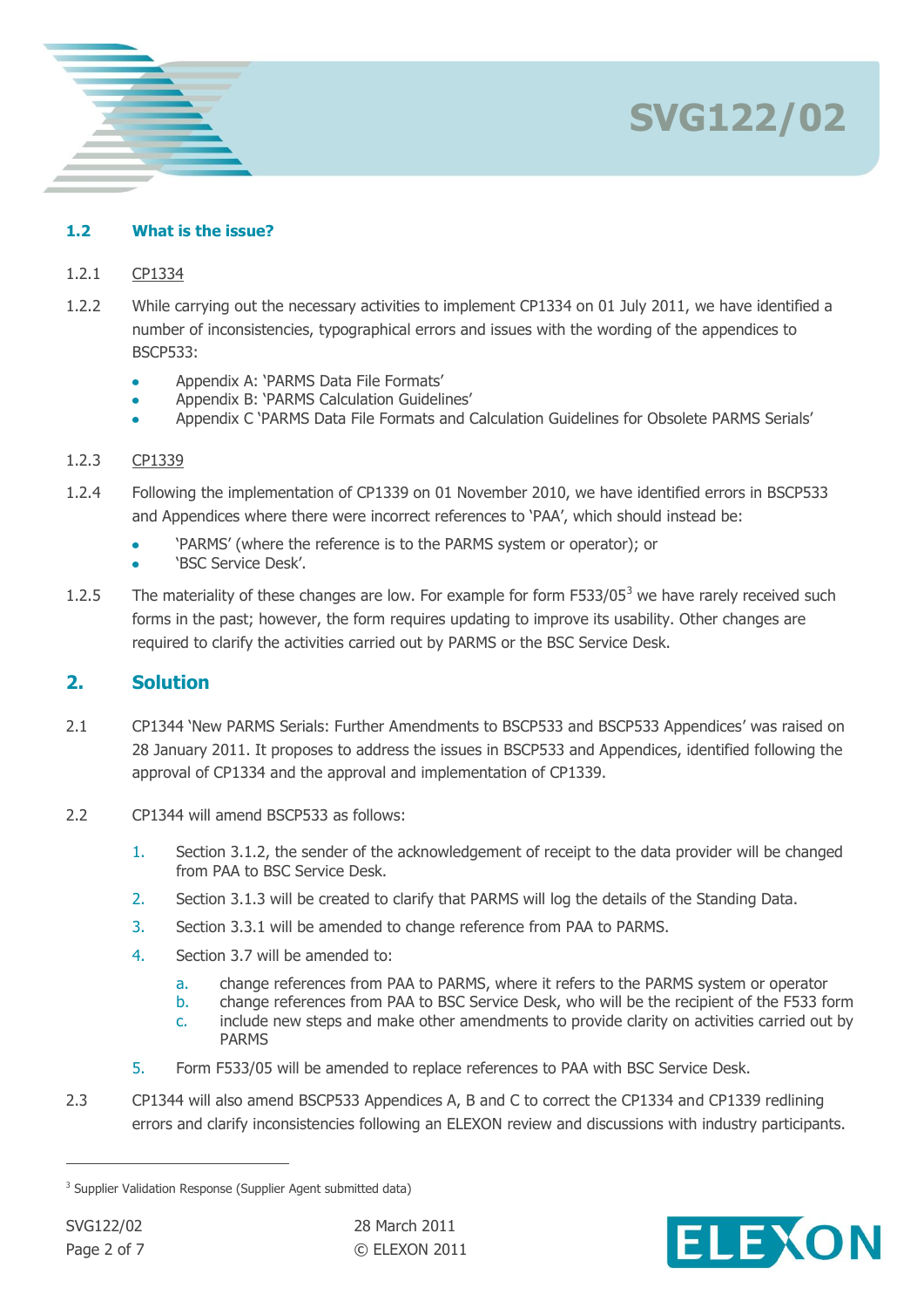### 1.2 What is the issue?

1.2.1 CP1334

1.2.2 While carrying out the necessary activities to implement CP1334 on 01 July 2011, we have identified a number of inconsistencies, typographical errors and issues with the wording of the appendices to BSCP533:

- Appendix A: 'PARMS Data File Formats'
- Appendix B: 'PARMS Calculation Guidelines'
- Appendix C 'PARMS Data File Formats and Calculation Guidelines for Obsolete PARMS Serials'

1.2.3 CP1339

1.2.4 Following the implementation of CP1339 on 01 November 2010, we have identified errors in BSCP533 and Appendices where there were incorrect references to 'PAA', which should instead be:

- 'PARMS' (where the reference is to the PARMS system or operator); or
- 'BSC Service Desk'.

1.2.5 The materiality of these changes are low. For example for form F533/05[3] we have rarely received such forms in the past; however, the form requires updating to improve its usability. Other changes are required to clarify the activities carried out by PARMS or the BSC Service Desk.

## 2. Solution

2.1 CP1344 'New PARMS Serials: Further Amendments to BSCP533 and BSCP533 Appendices' was raised on 28 January 2011. It proposes to address the issues in BSCP533 and Appendices, identified following the approval of CP1334 and the approval and implementation of CP1339.

2.2 CP1344 will amend BSCP533 as follows:

1. Section 3.1.2, the sender of the acknowledgement of receipt to the data provider will be changed from PAA to BSC Service Desk.
2. Section 3.1.3 will be created to clarify that PARMS will log the details of the Standing Data.
3. Section 3.3.1 will be amended to change reference from PAA to PARMS.
4. Section 3.7 will be amended to:
   a. change references from PAA to PARMS, where it refers to the PARMS system or operator
   b. change references from PAA to BSC Service Desk, who will be the recipient of the F533 form
   c. include new steps and make other amendments to provide clarity on activities carried out by PARMS
5. Form F533/05 will be amended to replace references to PAA with BSC Service Desk.

2.3 CP1344 will also amend BSCP533 Appendices A, B and C to correct the CP1334 and CP1339 redlining errors and clarify inconsistencies following an ELEXON review and discussions with industry participants.

---

[3] Supplier Validation Response (Supplier Agent submitted data)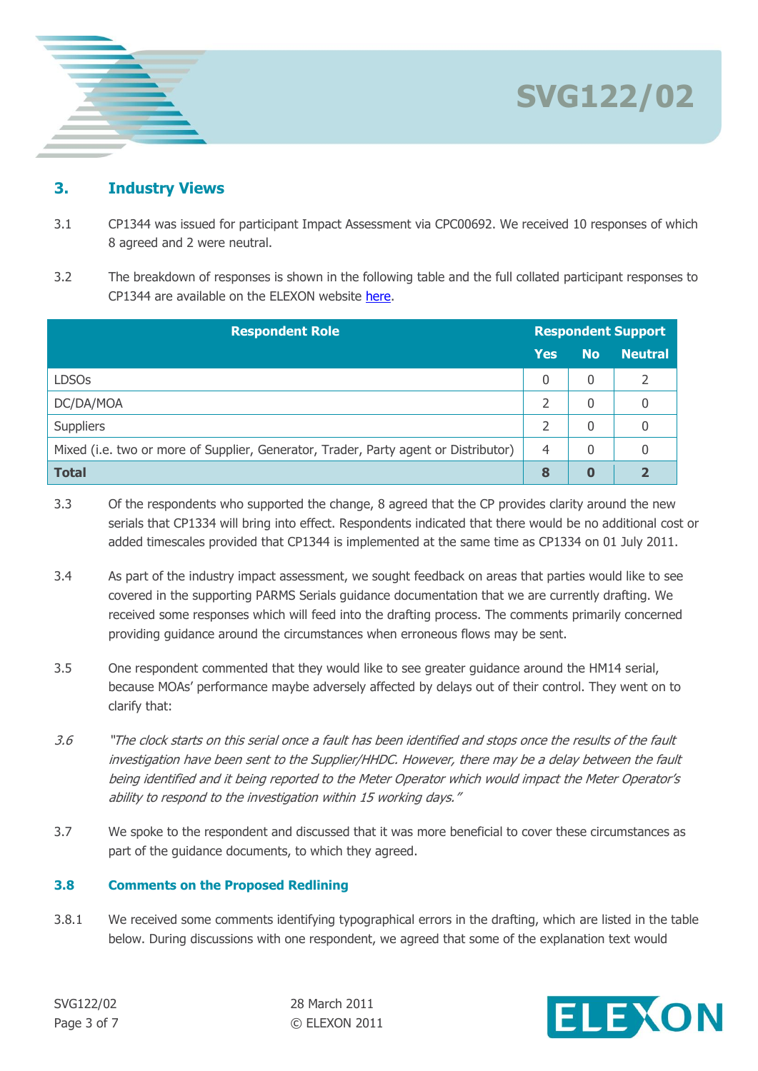## 3. Industry Views

3.1 CP1344 was issued for participant Impact Assessment via CPC00692. We received 10 responses of which 8 agreed and 2 were neutral.

3.2 The breakdown of responses is shown in the following table and the full collated participant responses to CP1344 are available on the ELEXON website [here](here).

| Respondent Role | Respondent Support | | |
|---|---|---|---|
| | **Yes** | **No** | **Neutral** |
| LDSOs | 0 | 0 | 2 |
| DC/DA/MOA | 2 | 0 | 0 |
| Suppliers | 2 | 0 | 0 |
| Mixed (i.e. two or more of Supplier, Generator, Trader, Party agent or Distributor) | 4 | 0 | 0 |
| **Total** | **8** | **0** | **2** |

3.3 Of the respondents who supported the change, 8 agreed that the CP provides clarity around the new serials that CP1334 will bring into effect. Respondents indicated that there would be no additional cost or added timescales provided that CP1344 is implemented at the same time as CP1334 on 01 July 2011.

3.4 As part of the industry impact assessment, we sought feedback on areas that parties would like to see covered in the supporting PARMS Serials guidance documentation that we are currently drafting. We received some responses which will feed into the drafting process. The comments primarily concerned providing guidance around the circumstances when erroneous flows may be sent.

3.5 One respondent commented that they would like to see greater guidance around the HM14 serial, because MOAs' performance maybe adversely affected by delays out of their control. They went on to clarify that:

*3.6 "The clock starts on this serial once a fault has been identified and stops once the results of the fault investigation have been sent to the Supplier/HHDC. However, there may be a delay between the fault being identified and it being reported to the Meter Operator which would impact the Meter Operator's ability to respond to the investigation within 15 working days."*

3.7 We spoke to the respondent and discussed that it was more beneficial to cover these circumstances as part of the guidance documents, to which they agreed.

### 3.8 Comments on the Proposed Redlining

3.8.1 We received some comments identifying typographical errors in the drafting, which are listed in the table below. During discussions with one respondent, we agreed that some of the explanation text would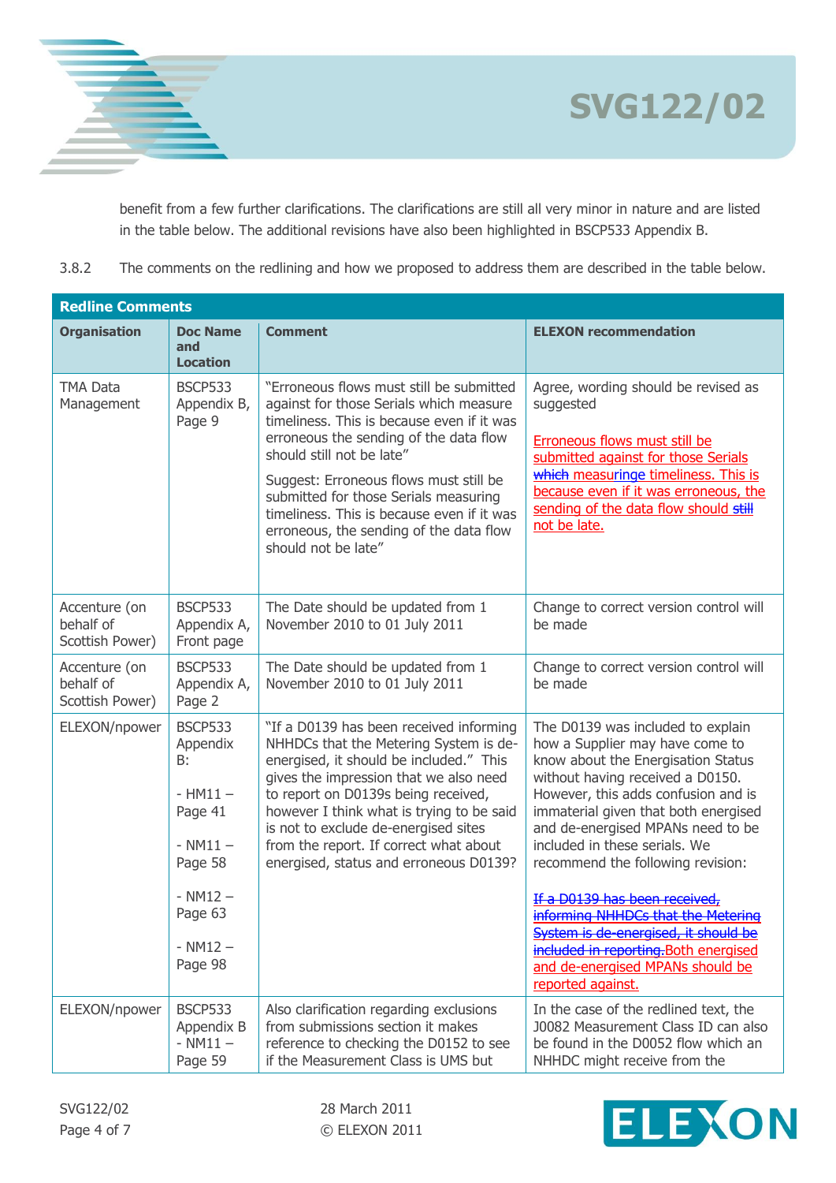benefit from a few further clarifications. The clarifications are still all very minor in nature and are listed in the table below. The additional revisions have also been highlighted in BSCP533 Appendix B.

3.8.2 The comments on the redlining and how we proposed to address them are described in the table below.

| Redline Comments | | | |
|---|---|---|---|
| **Organisation** | **Doc Name and Location** | **Comment** | **ELEXON recommendation** |
| TMA Data Management | BSCP533 Appendix B, Page 9 | "Erroneous flows must still be submitted against for those Serials which measure timeliness. This is because even if it was erroneous the sending of the data flow should still not be late"<br><br>Suggest: Erroneous flows must still be submitted for those Serials measuring timeliness. This is because even if it was erroneous, the sending of the data flow should not be late" | Agree, wording should be revised as suggested<br><br>Erroneous flows must still be submitted against for those Serials ~~which~~ measuringe timeliness. This is because even if it was erroneous, the sending of the data flow should ~~still~~ not be late. |
| Accenture (on behalf of Scottish Power) | BSCP533 Appendix A, Front page | The Date should be updated from 1 November 2010 to 01 July 2011 | Change to correct version control will be made |
| Accenture (on behalf of Scottish Power) | BSCP533 Appendix A, Page 2 | The Date should be updated from 1 November 2010 to 01 July 2011 | Change to correct version control will be made |
| ELEXON/npower | BSCP533 Appendix B:<br><br>- HM11 – Page 41<br><br>- NM11 – Page 58<br><br>- NM12 – Page 63<br><br>- NM12 – Page 98 | "If a D0139 has been received informing NHHDCs that the Metering System is de-energised, it should be included." This gives the impression that we also need to report on D0139s being received, however I think what is trying to be said is not to exclude de-energised sites from the report. If correct what about energised, status and erroneous D0139? | The D0139 was included to explain how a Supplier may have come to know about the Energisation Status without having received a D0150. However, this adds confusion and is immaterial given that both energised and de-energised MPANs need to be included in these serials. We recommend the following revision:<br><br>~~If a D0139 has been received, informing NHHDCs that the Metering System is de-energised, it should be included in reporting.~~Both energised and de-energised MPANs should be reported against. |
| ELEXON/npower | BSCP533 Appendix B - NM11 – Page 59 | Also clarification regarding exclusions from submissions section it makes reference to checking the D0152 to see if the Measurement Class is UMS but | In the case of the redlined text, the J0082 Measurement Class ID can also be found in the D0052 flow which an NHHDC might receive from the |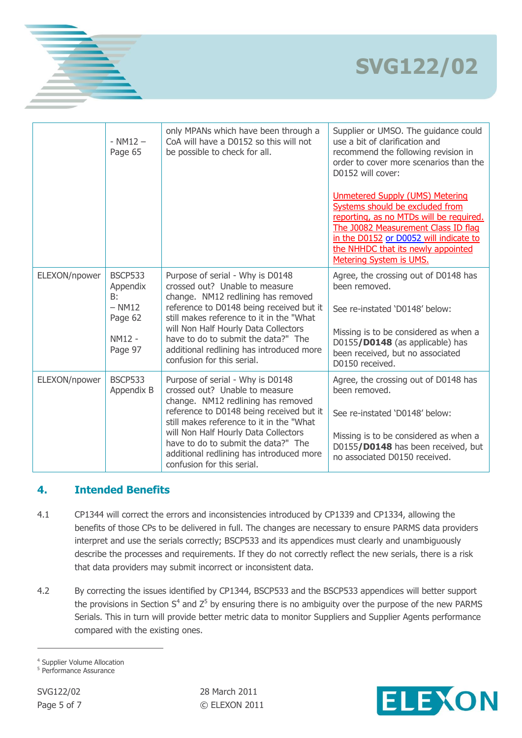| | - NM12 – Page 65 | only MPANs which have been through a CoA will have a D0152 so this will not be possible to check for all. | Supplier or UMSO. The guidance could use a bit of clarification and recommend the following revision in order to cover more scenarios than the D0152 will cover:<br><br>Unmetered Supply (UMS) Metering Systems should be excluded from reporting, as no MTDs will be required. The J0082 Measurement Class ID flag in the D0152 or D0052 will indicate to the NHHDC that its newly appointed Metering System is UMS. |
|---|---|---|---|
| ELEXON/npower | BSCP533 Appendix B:<br>– NM12 Page 62<br><br>NM12 - Page 97 | Purpose of serial - Why is D0148 crossed out? Unable to measure change. NM12 redlining has removed reference to D0148 being received but it still makes reference to it in the "What will Non Half Hourly Data Collectors have to do to submit the data?" The additional redlining has introduced more confusion for this serial. | Agree, the crossing out of D0148 has been removed.<br><br>See re-instated 'D0148' below:<br><br>Missing is to be considered as when a D0155/**D0148** (as applicable) has been received, but no associated D0150 received. |
| ELEXON/npower | BSCP533 Appendix B | Purpose of serial - Why is D0148 crossed out? Unable to measure change. NM12 redlining has removed reference to D0148 being received but it still makes reference to it in the "What will Non Half Hourly Data Collectors have to do to submit the data?" The additional redlining has introduced more confusion for this serial. | Agree, the crossing out of D0148 has been removed.<br><br>See re-instated 'D0148' below:<br><br>Missing is to be considered as when a D0155/**D0148** has been received, but no associated D0150 received. |

## 4. Intended Benefits

4.1 CP1344 will correct the errors and inconsistencies introduced by CP1339 and CP1334, allowing the benefits of those CPs to be delivered in full. The changes are necessary to ensure PARMS data providers interpret and use the serials correctly; BSCP533 and its appendices must clearly and unambiguously describe the processes and requirements. If they do not correctly reflect the new serials, there is a risk that data providers may submit incorrect or inconsistent data.

4.2 By correcting the issues identified by CP1344, BSCP533 and the BSCP533 appendices will better support the provisions in Section S[4] and Z[5] by ensuring there is no ambiguity over the purpose of the new PARMS Serials. This in turn will provide better metric data to monitor Suppliers and Supplier Agents performance compared with the existing ones.

---

[4] Supplier Volume Allocation
[5] Performance Assurance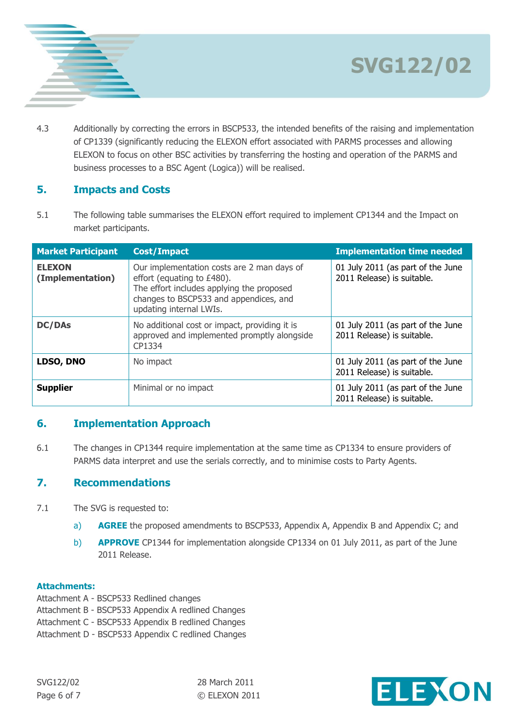4.3 Additionally by correcting the errors in BSCP533, the intended benefits of the raising and implementation of CP1339 (significantly reducing the ELEXON effort associated with PARMS processes and allowing ELEXON to focus on other BSC activities by transferring the hosting and operation of the PARMS and business processes to a BSC Agent (Logica)) will be realised.

## 5. Impacts and Costs

5.1 The following table summarises the ELEXON effort required to implement CP1344 and the Impact on market participants.

| Market Participant | Cost/Impact | Implementation time needed |
|---|---|---|
| **ELEXON (Implementation)** | Our implementation costs are 2 man days of effort (equating to £480). The effort includes applying the proposed changes to BSCP533 and appendices, and updating internal LWIs. | 01 July 2011 (as part of the June 2011 Release) is suitable. |
| **DC/DAs** | No additional cost or impact, providing it is approved and implemented promptly alongside CP1334 | 01 July 2011 (as part of the June 2011 Release) is suitable. |
| **LDSO, DNO** | No impact | 01 July 2011 (as part of the June 2011 Release) is suitable. |
| **Supplier** | Minimal or no impact | 01 July 2011 (as part of the June 2011 Release) is suitable. |

## 6. Implementation Approach

6.1 The changes in CP1344 require implementation at the same time as CP1334 to ensure providers of PARMS data interpret and use the serials correctly, and to minimise costs to Party Agents.

## 7. Recommendations

7.1 The SVG is requested to:

a) **AGREE** the proposed amendments to BSCP533, Appendix A, Appendix B and Appendix C; and

b) **APPROVE** CP1344 for implementation alongside CP1334 on 01 July 2011, as part of the June 2011 Release.

**Attachments:**

Attachment A - BSCP533 Redlined changes
Attachment B - BSCP533 Appendix A redlined Changes
Attachment C - BSCP533 Appendix B redlined Changes
Attachment D - BSCP533 Appendix C redlined Changes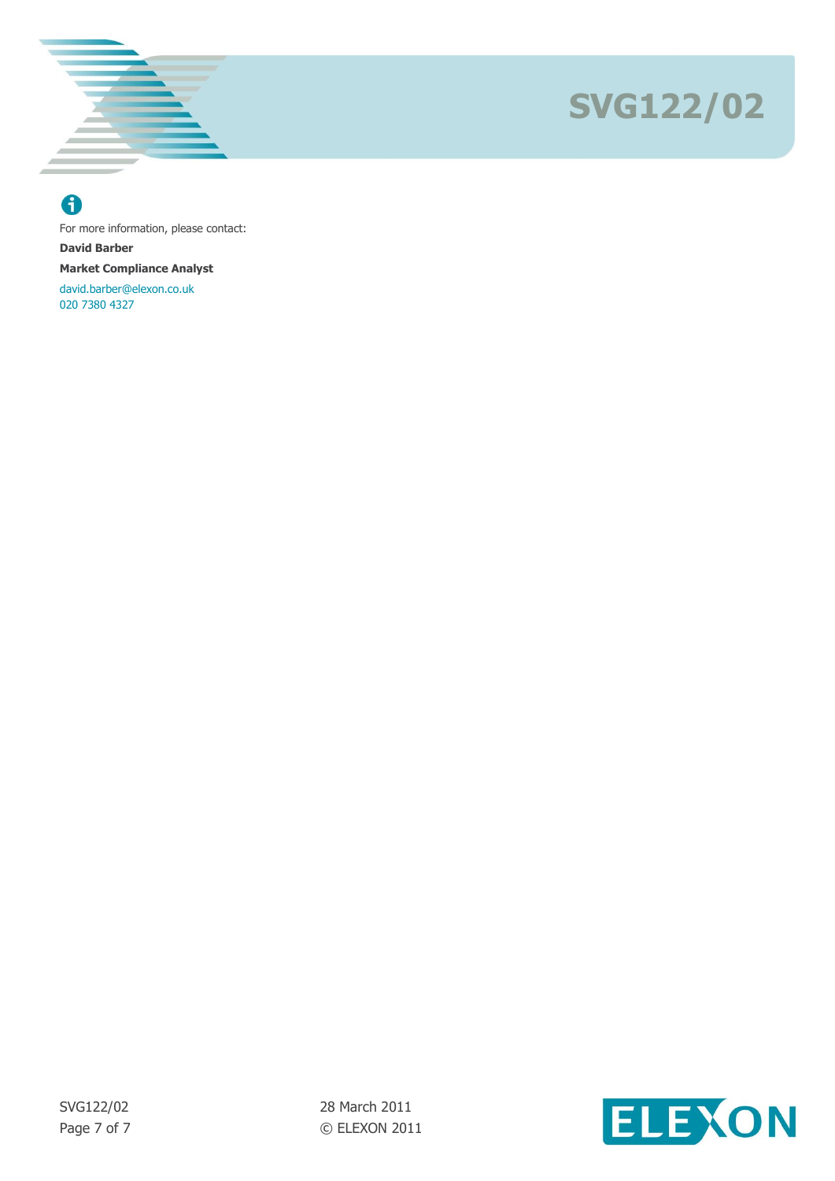For more information, please contact:

**David Barber**

**Market Compliance Analyst**

david.barber@elexon.co.uk
020 7380 4327